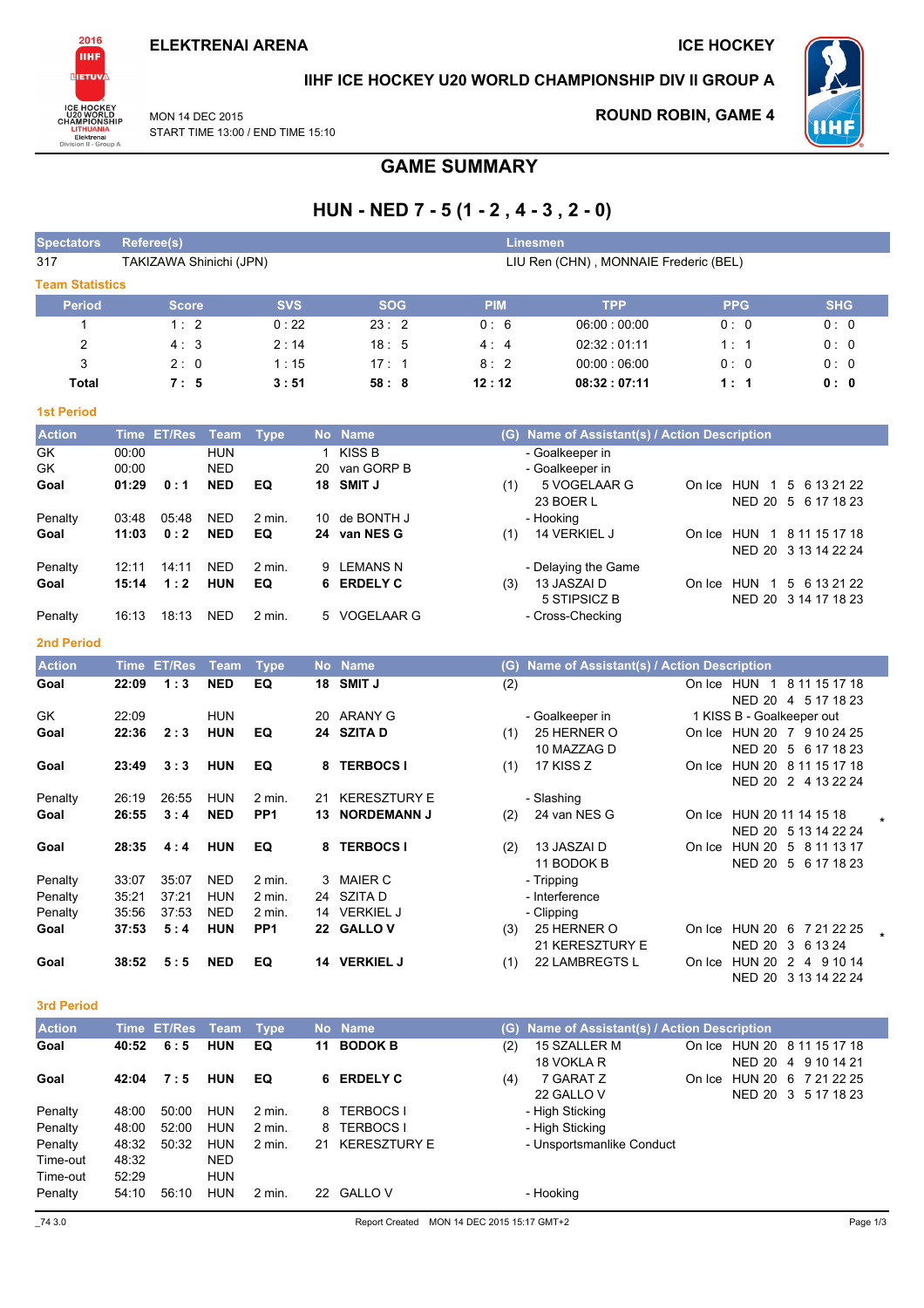ELEKTRENAI ARENA

ICE HOCKEY

IIHF ICE HOCKEY U20 WORLD CHAMPIONSHIP DIV II GROUP A

MON 14 DEC 2015
START TIME 13:00 / END TIME 15:10

ROUND ROBIN, GAME 4

# GAME SUMMARY

## HUN - NED 7 - 5 (1 - 2 , 4 - 3 , 2 - 0)

| Spectators | Referee(s) | Linesmen |
|---|---|---|
| 317 | TAKIZAWA Shinichi (JPN) | LIU Ren (CHN) , MONNAIE Frederic (BEL) |

### Team Statistics

| Period | Score | SVS | SOG | PIM | TPP | PPG | SHG |
|---|---|---|---|---|---|---|---|
| 1 | 1 : 2 | 0 : 22 | 23 : 2 | 0 : 6 | 06:00 : 00:00 | 0 : 0 | 0 : 0 |
| 2 | 4 : 3 | 2 : 14 | 18 : 5 | 4 : 4 | 02:32 : 01:11 | 1 : 1 | 0 : 0 |
| 3 | 2 : 0 | 1 : 15 | 17 : 1 | 8 : 2 | 00:00 : 06:00 | 0 : 0 | 0 : 0 |
| **Total** | **7 : 5** | **3 : 51** | **58 : 8** | **12 : 12** | **08:32 : 07:11** | **1 : 1** | **0 : 0** |

### 1st Period

| Action | Time | ET/Res | Team | Type | No | Name | (G) | Name of Assistant(s) / Action Description | On Ice |
|---|---|---|---|---|---|---|---|---|---|
| GK | 00:00 | | HUN | | 1 | KISS B | | - Goalkeeper in | |
| GK | 00:00 | | NED | | 20 | van GORP B | | - Goalkeeper in | |
| **Goal** | **01:29** | **0 : 1** | **NED** | **EQ** | **18** | **SMIT J** | (1) | 5 VOGELAAR G<br>23 BOER L | HUN 1 5 6 13 21 22<br>NED 20 5 6 17 18 23 |
| Penalty | 03:48 | 05:48 | NED | 2 min. | 10 | de BONTH J | | - Hooking | |
| **Goal** | **11:03** | **0 : 2** | **NED** | **EQ** | **24** | **van NES G** | (1) | 14 VERKIEL J | HUN 1 8 11 15 17 18<br>NED 20 3 13 14 22 24 |
| Penalty | 12:11 | 14:11 | NED | 2 min. | 9 | LEMANS N | | - Delaying the Game | |
| **Goal** | **15:14** | **1 : 2** | **HUN** | **EQ** | **6** | **ERDELY C** | (3) | 13 JASZAI D<br>5 STIPSICZ B | HUN 1 5 6 13 21 22<br>NED 20 3 14 17 18 23 |
| Penalty | 16:13 | 18:13 | NED | 2 min. | 5 | VOGELAAR G | | - Cross-Checking | |

### 2nd Period

| Action | Time | ET/Res | Team | Type | No | Name | (G) | Name of Assistant(s) / Action Description | On Ice |
|---|---|---|---|---|---|---|---|---|---|
| **Goal** | **22:09** | **1 : 3** | **NED** | **EQ** | **18** | **SMIT J** | (2) | | HUN 1 8 11 15 17 18<br>NED 20 4 5 17 18 23 |
| GK | 22:09 | | HUN | | 20 | ARANY G | | - Goalkeeper in | 1 KISS B - Goalkeeper out |
| **Goal** | **22:36** | **2 : 3** | **HUN** | **EQ** | **24** | **SZITA D** | (1) | 25 HERNER O<br>10 MAZZAG D | HUN 20 7 9 10 24 25<br>NED 20 5 6 17 18 23 |
| **Goal** | **23:49** | **3 : 3** | **HUN** | **EQ** | **8** | **TERBOCS I** | (1) | 17 KISS Z | HUN 20 8 11 15 17 18<br>NED 20 2 4 13 22 24 |
| Penalty | 26:19 | 26:55 | HUN | 2 min. | 21 | KERESZTURY E | | - Slashing | |
| **Goal** | **26:55** | **3 : 4** | **NED** | **PP1** | **13** | **NORDEMANN J** | (2) | 24 van NES G | HUN 20 11 14 15 18<br>NED 20 5 13 14 22 24 * |
| **Goal** | **28:35** | **4 : 4** | **HUN** | **EQ** | **8** | **TERBOCS I** | (2) | 13 JASZAI D<br>11 BODOK B | HUN 20 5 8 11 13 17<br>NED 20 5 6 17 18 23 |
| Penalty | 33:07 | 35:07 | NED | 2 min. | 3 | MAIER C | | - Tripping | |
| Penalty | 35:21 | 37:21 | HUN | 2 min. | 24 | SZITA D | | - Interference | |
| Penalty | 35:56 | 37:53 | NED | 2 min. | 14 | VERKIEL J | | - Clipping | |
| **Goal** | **37:53** | **5 : 4** | **HUN** | **PP1** | **22** | **GALLO V** | (3) | 25 HERNER O<br>21 KERESZTURY E | HUN 20 6 7 21 22 25<br>NED 20 3 6 13 24 * |
| **Goal** | **38:52** | **5 : 5** | **NED** | **EQ** | **14** | **VERKIEL J** | (1) | 22 LAMBREGTS L | HUN 20 2 4 9 10 14<br>NED 20 3 13 14 22 24 |

### 3rd Period

| Action | Time | ET/Res | Team | Type | No | Name | (G) | Name of Assistant(s) / Action Description | On Ice |
|---|---|---|---|---|---|---|---|---|---|
| **Goal** | **40:52** | **6 : 5** | **HUN** | **EQ** | **11** | **BODOK B** | (2) | 15 SZALLER M<br>18 VOKLA R | HUN 20 8 11 15 17 18<br>NED 20 4 9 10 14 21 |
| **Goal** | **42:04** | **7 : 5** | **HUN** | **EQ** | **6** | **ERDELY C** | (4) | 7 GARAT Z<br>22 GALLO V | HUN 20 6 7 21 22 25<br>NED 20 3 5 17 18 23 |
| Penalty | 48:00 | 50:00 | HUN | 2 min. | 8 | TERBOCS I | | - High Sticking | |
| Penalty | 48:00 | 52:00 | HUN | 2 min. | 8 | TERBOCS I | | - High Sticking | |
| Penalty | 48:32 | 50:32 | HUN | 2 min. | 21 | KERESZTURY E | | - Unsportsmanlike Conduct | |
| Time-out | 48:32 | | NED | | | | | | |
| Time-out | 52:29 | | HUN | | | | | | |
| Penalty | 54:10 | 56:10 | HUN | 2 min. | 22 | GALLO V | | - Hooking | |

_74 3.0    Report Created MON 14 DEC 2015 15:17 GMT+2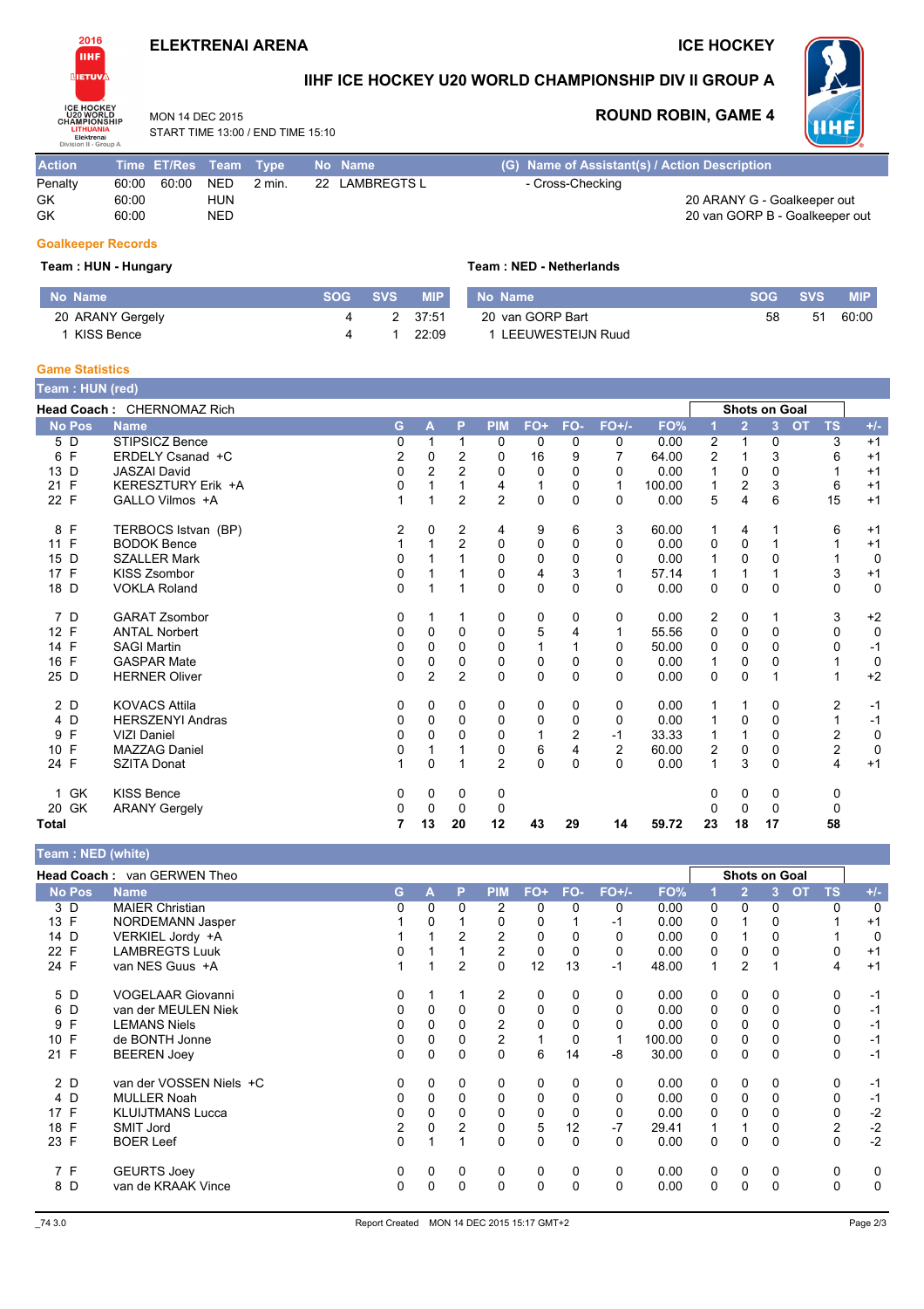# ELEKTRENAI ARENA

# ICE HOCKEY

## IIHF ICE HOCKEY U20 WORLD CHAMPIONSHIP DIV II GROUP A

MON 14 DEC 2015
START TIME 13:00 / END TIME 15:10

**ROUND ROBIN, GAME 4**

| Action | Time | ET/Res | Team | Type | No | Name | (G) Name of Assistant(s) / Action Description |
|---|---|---|---|---|---|---|---|
| Penalty | 60:00 | 60:00 | NED | 2 min. | 22 | LAMBREGTS L | - Cross-Checking |
| GK | 60:00 | | HUN | | | | 20 ARANY G - Goalkeeper out |
| GK | 60:00 | | NED | | | | 20 van GORP B - Goalkeeper out |

### Goalkeeper Records

**Team : HUN - Hungary**

| No | Name | SOG | SVS | MIP |
|---|---|---|---|---|
| 20 | ARANY Gergely | 4 | 2 | 37:51 |
| 1 | KISS Bence | 4 | 1 | 22:09 |

**Team : NED - Netherlands**

| No | Name | SOG | SVS | MIP |
|---|---|---|---|---|
| 20 | van GORP Bart | 58 | 51 | 60:00 |
| 1 | LEEUWESTEIJN Ruud | | | |

### Game Statistics

**Team : HUN (red)**

**Head Coach :** CHERNOMAZ Rich

| No | Pos | Name | G | A | P | PIM | FO+ | FO- | FO+/- | FO% | 1 | 2 | 3 | OT | TS | +/- |
|---|---|---|---|---|---|---|---|---|---|---|---|---|---|---|---|---|
| 5 | D | STIPSICZ Bence | 0 | 1 | 1 | 0 | 0 | 0 | 0 | 0.00 | 2 | 1 | 0 | | 3 | +1 |
| 6 | F | ERDELY Csanad +C | 2 | 0 | 2 | 0 | 16 | 9 | 7 | 64.00 | 2 | 1 | 3 | | 6 | +1 |
| 13 | D | JASZAI David | 0 | 2 | 2 | 0 | 0 | 0 | 0 | 0.00 | 1 | 0 | 0 | | 1 | +1 |
| 21 | F | KERESZTURY Erik +A | 0 | 1 | 1 | 4 | 1 | 0 | 1 | 100.00 | 1 | 2 | 3 | | 6 | +1 |
| 22 | F | GALLO Vilmos +A | 1 | 1 | 2 | 2 | 0 | 0 | 0 | 0.00 | 5 | 4 | 6 | | 15 | +1 |
| 8 | F | TERBOCS Istvan (BP) | 2 | 0 | 2 | 4 | 9 | 6 | 3 | 60.00 | 1 | 4 | 1 | | 6 | +1 |
| 11 | F | BODOK Bence | 1 | 1 | 2 | 0 | 0 | 0 | 0 | 0.00 | 0 | 0 | 1 | | 1 | +1 |
| 15 | D | SZALLER Mark | 0 | 1 | 1 | 0 | 0 | 0 | 0 | 0.00 | 1 | 0 | 0 | | 1 | 0 |
| 17 | F | KISS Zsombor | 0 | 1 | 1 | 0 | 4 | 3 | 1 | 57.14 | 1 | 1 | 1 | | 3 | +1 |
| 18 | D | VOKLA Roland | 0 | 1 | 1 | 0 | 0 | 0 | 0 | 0.00 | 0 | 0 | 0 | | 0 | 0 |
| 7 | D | GARAT Zsombor | 0 | 1 | 1 | 0 | 0 | 0 | 0 | 0.00 | 2 | 0 | 1 | | 3 | +2 |
| 12 | F | ANTAL Norbert | 0 | 0 | 0 | 0 | 5 | 4 | 1 | 55.56 | 0 | 0 | 0 | | 0 | 0 |
| 14 | F | SAGI Martin | 0 | 0 | 0 | 0 | 1 | 1 | 0 | 50.00 | 0 | 0 | 0 | | 0 | -1 |
| 16 | F | GASPAR Mate | 0 | 0 | 0 | 0 | 0 | 0 | 0 | 0.00 | 1 | 0 | 0 | | 1 | 0 |
| 25 | D | HERNER Oliver | 0 | 2 | 2 | 0 | 0 | 0 | 0 | 0.00 | 0 | 0 | 1 | | 1 | +2 |
| 2 | D | KOVACS Attila | 0 | 0 | 0 | 0 | 0 | 0 | 0 | 0.00 | 1 | 1 | 0 | | 2 | -1 |
| 4 | D | HERSZENYI Andras | 0 | 0 | 0 | 0 | 0 | 0 | 0 | 0.00 | 1 | 0 | 0 | | 1 | -1 |
| 9 | F | VIZI Daniel | 0 | 0 | 0 | 0 | 1 | 2 | -1 | 33.33 | 1 | 1 | 0 | | 2 | 0 |
| 10 | F | MAZZAG Daniel | 0 | 1 | 1 | 0 | 6 | 4 | 2 | 60.00 | 2 | 0 | 0 | | 2 | 0 |
| 24 | F | SZITA Donat | 1 | 0 | 1 | 2 | 0 | 0 | 0 | 0.00 | 1 | 3 | 0 | | 4 | +1 |
| 1 | GK | KISS Bence | 0 | 0 | 0 | 0 | | | | | 0 | 0 | 0 | | 0 | |
| 20 | GK | ARANY Gergely | 0 | 0 | 0 | 0 | | | | | 0 | 0 | 0 | | 0 | |
| **Total** | | | **7** | **13** | **20** | **12** | **43** | **29** | **14** | **59.72** | **23** | **18** | **17** | | **58** | |

**Team : NED (white)**

**Head Coach :** van GERWEN Theo

| No | Pos | Name | G | A | P | PIM | FO+ | FO- | FO+/- | FO% | 1 | 2 | 3 | OT | TS | +/- |
|---|---|---|---|---|---|---|---|---|---|---|---|---|---|---|---|---|
| 3 | D | MAIER Christian | 0 | 0 | 0 | 2 | 0 | 0 | 0 | 0.00 | 0 | 0 | 0 | | 0 | 0 |
| 13 | F | NORDEMANN Jasper | 1 | 0 | 1 | 0 | 0 | 1 | -1 | 0.00 | 0 | 1 | 0 | | 1 | +1 |
| 14 | D | VERKIEL Jordy +A | 1 | 1 | 2 | 2 | 0 | 0 | 0 | 0.00 | 0 | 1 | 0 | | 1 | 0 |
| 22 | F | LAMBREGTS Luuk | 0 | 1 | 1 | 2 | 0 | 0 | 0 | 0.00 | 0 | 0 | 0 | | 0 | +1 |
| 24 | F | van NES Guus +A | 1 | 1 | 2 | 0 | 12 | 13 | -1 | 48.00 | 1 | 2 | 1 | | 4 | +1 |
| 5 | D | VOGELAAR Giovanni | 0 | 1 | 1 | 2 | 0 | 0 | 0 | 0.00 | 0 | 0 | 0 | | 0 | -1 |
| 6 | D | van der MEULEN Niek | 0 | 0 | 0 | 0 | 0 | 0 | 0 | 0.00 | 0 | 0 | 0 | | 0 | -1 |
| 9 | F | LEMANS Niels | 0 | 0 | 0 | 2 | 0 | 0 | 0 | 0.00 | 0 | 0 | 0 | | 0 | -1 |
| 10 | F | de BONTH Jonne | 0 | 0 | 0 | 2 | 1 | 0 | 1 | 100.00 | 0 | 0 | 0 | | 0 | -1 |
| 21 | F | BEEREN Joey | 0 | 0 | 0 | 0 | 6 | 14 | -8 | 30.00 | 0 | 0 | 0 | | 0 | -1 |
| 2 | D | van der VOSSEN Niels +C | 0 | 0 | 0 | 0 | 0 | 0 | 0 | 0.00 | 0 | 0 | 0 | | 0 | -1 |
| 4 | D | MULLER Noah | 0 | 0 | 0 | 0 | 0 | 0 | 0 | 0.00 | 0 | 0 | 0 | | 0 | -1 |
| 17 | F | KLUIJTMANS Lucca | 0 | 0 | 0 | 0 | 0 | 0 | 0 | 0.00 | 0 | 0 | 0 | | 0 | -2 |
| 18 | F | SMIT Jord | 2 | 0 | 2 | 0 | 5 | 12 | -7 | 29.41 | 1 | 1 | 0 | | 2 | -2 |
| 23 | F | BOER Leef | 0 | 1 | 1 | 0 | 0 | 0 | 0 | 0.00 | 0 | 0 | 0 | | 0 | -2 |
| 7 | F | GEURTS Joey | 0 | 0 | 0 | 0 | 0 | 0 | 0 | 0.00 | 0 | 0 | 0 | | 0 | 0 |
| 8 | D | van de KRAAK Vince | 0 | 0 | 0 | 0 | 0 | 0 | 0 | 0.00 | 0 | 0 | 0 | | 0 | 0 |

_74 3.0 | Report Created MON 14 DEC 2015 15:17 GMT+2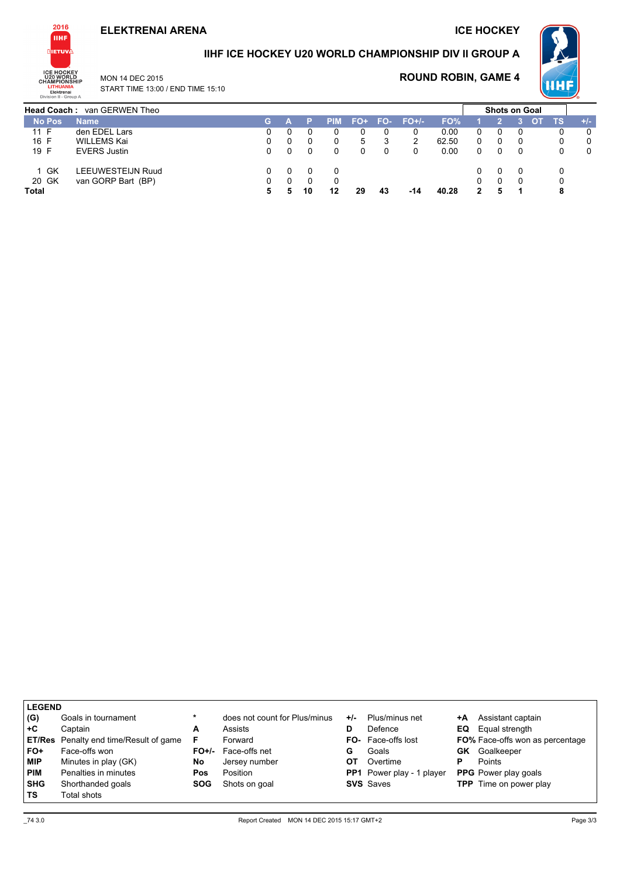**ELEKTRENAI ARENA**

**ICE HOCKEY**

## IIHF ICE HOCKEY U20 WORLD CHAMPIONSHIP DIV II GROUP A

MON 14 DEC 2015
START TIME 13:00 / END TIME 15:10

**ROUND ROBIN, GAME 4**

**Head Coach :** van GERWEN Theo

| No | Pos | Name | G | A | P | PIM | FO+ | FO- | FO+/- | FO% | Shots on Goal 1 | 2 | 3 | OT | TS | +/- |
|---|---|---|---|---|---|---|---|---|---|---|---|---|---|---|---|---|
| 11 | F | den EDEL Lars | 0 | 0 | 0 | 0 | 0 | 0 | 0 | 0.00 | 0 | 0 | 0 | | 0 | 0 |
| 16 | F | WILLEMS Kai | 0 | 0 | 0 | 0 | 5 | 3 | 2 | 62.50 | 0 | 0 | 0 | | 0 | 0 |
| 19 | F | EVERS Justin | 0 | 0 | 0 | 0 | 0 | 0 | 0 | 0.00 | 0 | 0 | 0 | | 0 | 0 |
| 1 | GK | LEEUWESTEIJN Ruud | 0 | 0 | 0 | 0 | | | | | 0 | 0 | 0 | | 0 | |
| 20 | GK | van GORP Bart (BP) | 0 | 0 | 0 | 0 | | | | | 0 | 0 | 0 | | 0 | |
| **Total** | | | **5** | **5** | **10** | **12** | **29** | **43** | **-14** | **40.28** | **2** | **5** | **1** | | **8** | |

**LEGEND**

| | | | | | | | |
|---|---|---|---|---|---|---|---|
| (G) | Goals in tournament | * | does not count for Plus/minus | +/- | Plus/minus net | +A | Assistant captain |
| +C | Captain | A | Assists | D | Defence | EQ | Equal strength |
| ET/Res | Penalty end time/Result of game | F | Forward | FO- | Face-offs lost | FO% | Face-offs won as percentage |
| FO+ | Face-offs won | FO+/- | Face-offs net | G | Goals | GK | Goalkeeper |
| MIP | Minutes in play (GK) | No | Jersey number | OT | Overtime | P | Points |
| PIM | Penalties in minutes | Pos | Position | PP1 | Power play - 1 player | PPG | Power play goals |
| SHG | Shorthanded goals | SOG | Shots on goal | SVS | Saves | TPP | Time on power play |
| TS | Total shots | | | | | | |

_74 3.0 Report Created MON 14 DEC 2015 15:17 GMT+2